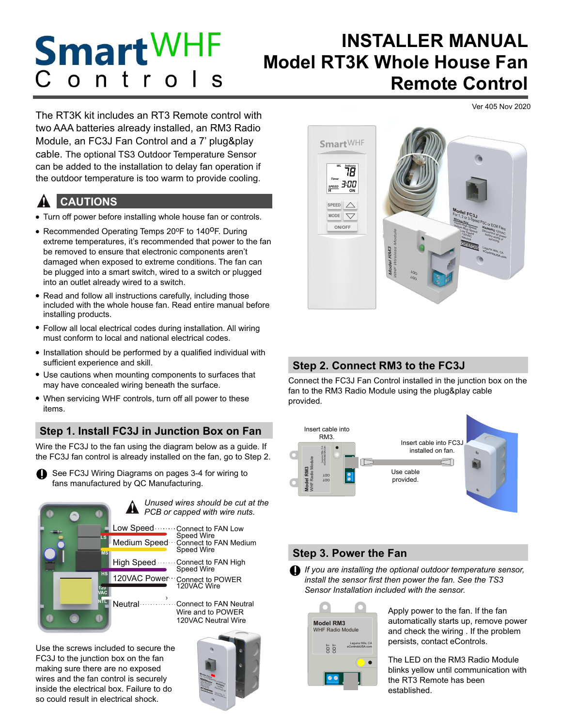# SmartWHF Controls

# INSTALLER MANUAL
# Model RT3K Whole House Fan Remote Control

Ver 405 Nov 2020

The RT3K kit includes an RT3 Remote control with two AAA batteries already installed, an RM3 Radio Module, an FC3J Fan Control and a 7' plug&play cable. The optional TS3 Outdoor Temperature Sensor can be added to the installation to delay fan operation if the outdoor temperature is too warm to provide cooling.

## CAUTIONS

- Turn off power before installing whole house fan or controls.
- Recommended Operating Temps 20ºF to 140ºF. During extreme temperatures, it's recommended that power to the fan be removed to ensure that electronic components aren't damaged when exposed to extreme conditions. The fan can be plugged into a smart switch, wired to a switch or plugged into an outlet already wired to a switch.
- Read and follow all instructions carefully, including those included with the whole house fan. Read entire manual before installing products.
- Follow all local electrical codes during installation. All wiring must conform to local and national electrical codes.
- Installation should be performed by a qualified individual with sufficient experience and skill.
- Use cautions when mounting components to surfaces that may have concealed wiring beneath the surface.
- When servicing WHF controls, turn off all power to these items.

## Step 1. Install FC3J in Junction Box on Fan

Wire the FC3J to the fan using the diagram below as a guide. If the FC3J fan control is already installed on the fan, go to Step 2.

See FC3J Wiring Diagrams on pages 3-4 for wiring to fans manufactured by QC Manufacturing.

*Unused wires should be cut at the PCB or capped with wire nuts.*

| Wire | Connection |
|---|---|
| Low Speed (LS) | Connect to FAN Low Speed Wire |
| Medium Speed (MS) | Connect to FAN Medium Speed Wire |
| High Speed (HS) | Connect to FAN High Speed Wire |
| 120VAC Power (120 VAC) | Connect to POWER 120VAC Wire |
| Neutral (NTL) | Connect to FAN Neutral Wire and to POWER 120VAC Neutral Wire |

Use the screws included to secure the FC3J to the junction box on the fan making sure there are no exposed wires and the fan control is securely inside the electrical box. Failure to do so could result in electrical shock.

## Step 2. Connect RM3 to the FC3J

Connect the FC3J Fan Control installed in the junction box on the fan to the RM3 Radio Module using the plug&play cable provided.

Insert cable into RM3. Insert cable into FC3J installed on fan. Use cable provided.

## Step 3. Power the Fan

*If you are installing the optional outdoor temperature sensor, install the sensor first then power the fan. See the TS3 Sensor Installation included with the sensor.*

Apply power to the fan. If the fan automatically starts up, remove power and check the wiring . If the problem persists, contact eControls.

The LED on the RM3 Radio Module blinks yellow until communication with the RT3 Remote has been established.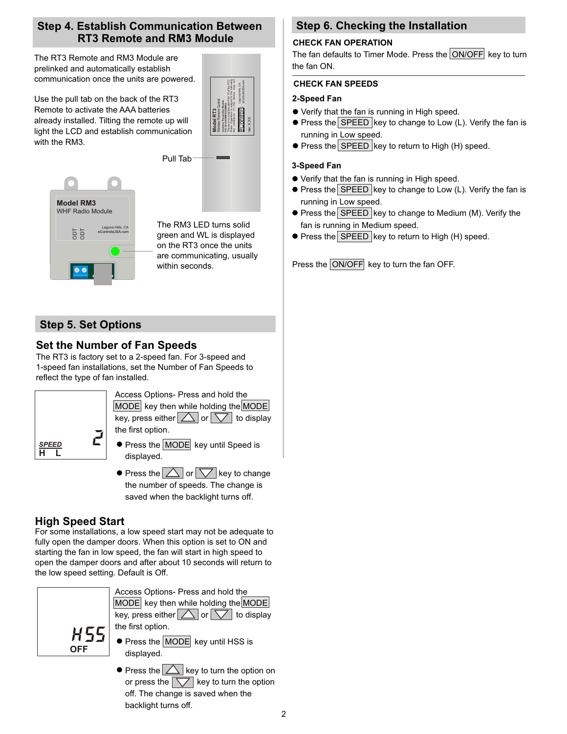## Step 4. Establish Communication Between RT3 Remote and RM3 Module

The RT3 Remote and RM3 Module are prelinked and automatically establish communication once the units are powered.

Use the pull tab on the back of the RT3 Remote to activate the AAA batteries already installed. Tilting the remote up will light the LCD and establish communication with the RM3.

Pull Tab

Model RM3
WHF Radio Module

The RM3 LED turns solid green and WL is displayed on the RT3 once the units are communicating, usually within seconds.

## Step 5. Set Options

### Set the Number of Fan Speeds

The RT3 is factory set to a 2-speed fan. For 3-speed and 1-speed installations, set the Number of Fan Speeds to reflect the type of fan installed.

SPEED
H L
2

Access Options- Press and hold the MODE key then while holding the MODE key, press either △ or ▽ to display the first option.

- Press the MODE key until Speed is displayed.
- Press the △ or ▽ key to change the number of speeds. The change is saved when the backlight turns off.

### High Speed Start

For some installations, a low speed start may not be adequate to fully open the damper doors. When this option is set to ON and starting the fan in low speed, the fan will start in high speed to open the damper doors and after about 10 seconds will return to the low speed setting. Default is Off.

HSS
OFF

Access Options- Press and hold the MODE key then while holding the MODE key, press either △ or ▽ to display the first option.

- Press the MODE key until HSS is displayed.
- Press the △ key to turn the option on or press the ▽ key to turn the option off. The change is saved when the backlight turns off.

## Step 6. Checking the Installation

**CHECK FAN OPERATION**

The fan defaults to Timer Mode. Press the ON/OFF key to turn the fan ON.

**CHECK FAN SPEEDS**

**2-Speed Fan**

- Verify that the fan is running in High speed.
- Press the SPEED key to change to Low (L). Verify the fan is running in Low speed.
- Press the SPEED key to return to High (H) speed.

**3-Speed Fan**

- Verify that the fan is running in High speed.
- Press the SPEED key to change to Low (L). Verify the fan is running in Low speed.
- Press the SPEED key to change to Medium (M). Verify the fan is running in Medium speed.
- Press the SPEED key to return to High (H) speed.

Press the ON/OFF key to turn the fan OFF.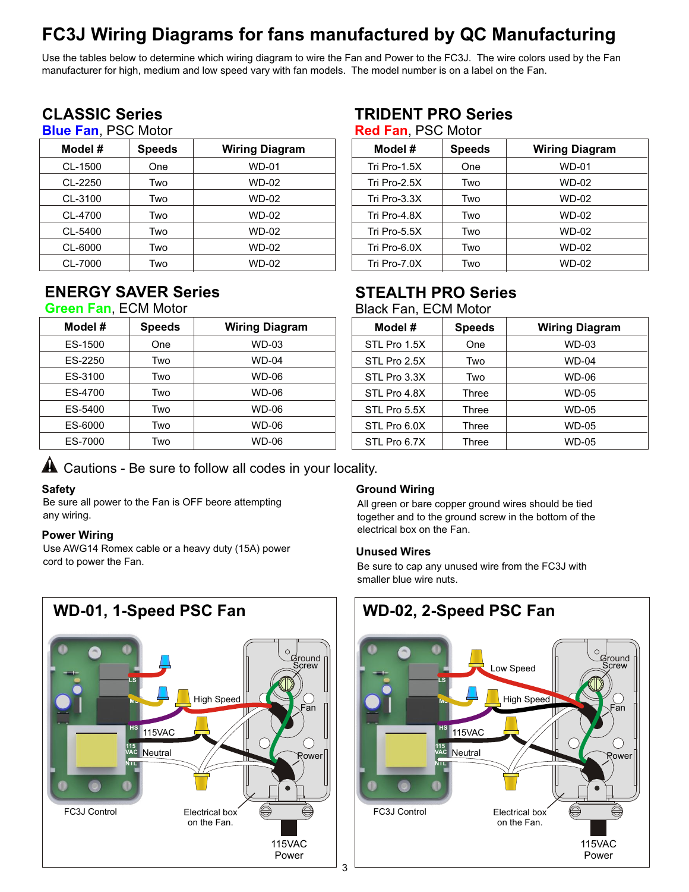# FC3J Wiring Diagrams for fans manufactured by QC Manufacturing

Use the tables below to determine which wiring diagram to wire the Fan and Power to the FC3J. The wire colors used by the Fan manufacturer for high, medium and low speed vary with fan models. The model number is on a label on the Fan.

## CLASSIC Series

**Blue Fan**, PSC Motor

| Model # | Speeds | Wiring Diagram |
|---|---|---|
| CL-1500 | One | WD-01 |
| CL-2250 | Two | WD-02 |
| CL-3100 | Two | WD-02 |
| CL-4700 | Two | WD-02 |
| CL-5400 | Two | WD-02 |
| CL-6000 | Two | WD-02 |
| CL-7000 | Two | WD-02 |

## TRIDENT PRO Series

**Red Fan**, PSC Motor

| Model # | Speeds | Wiring Diagram |
|---|---|---|
| Tri Pro-1.5X | One | WD-01 |
| Tri Pro-2.5X | Two | WD-02 |
| Tri Pro-3.3X | Two | WD-02 |
| Tri Pro-4.8X | Two | WD-02 |
| Tri Pro-5.5X | Two | WD-02 |
| Tri Pro-6.0X | Two | WD-02 |
| Tri Pro-7.0X | Two | WD-02 |

## ENERGY SAVER Series

**Green Fan**, ECM Motor

| Model # | Speeds | Wiring Diagram |
|---|---|---|
| ES-1500 | One | WD-03 |
| ES-2250 | Two | WD-04 |
| ES-3100 | Two | WD-06 |
| ES-4700 | Two | WD-06 |
| ES-5400 | Two | WD-06 |
| ES-6000 | Two | WD-06 |
| ES-7000 | Two | WD-06 |

## STEALTH PRO Series

Black Fan, ECM Motor

| Model # | Speeds | Wiring Diagram |
|---|---|---|
| STL Pro 1.5X | One | WD-03 |
| STL Pro 2.5X | Two | WD-04 |
| STL Pro 3.3X | Two | WD-06 |
| STL Pro 4.8X | Three | WD-05 |
| STL Pro 5.5X | Three | WD-05 |
| STL Pro 6.0X | Three | WD-05 |
| STL Pro 6.7X | Three | WD-05 |

⚠ Cautions - Be sure to follow all codes in your locality.

### Safety

Be sure all power to the Fan is OFF beore attempting any wiring.

### Power Wiring

Use AWG14 Romex cable or a heavy duty (15A) power cord to power the Fan.

### Ground Wiring

All green or bare copper ground wires should be tied together and to the ground screw in the bottom of the electrical box on the Fan.

### Unused Wires

Be sure to cap any unused wire from the FC3J with smaller blue wire nuts.

## WD-01, 1-Speed PSC Fan

LS, MS, HS, 115 VAC, NTL — High Speed, 115VAC, Neutral, Ground Screw, Fan, Power

FC3J Control — Electrical box on the Fan. — 115VAC Power

## WD-02, 2-Speed PSC Fan

LS, MS, HS, 115 VAC, NTL — Low Speed, High Speed, 115VAC, Neutral, Ground Screw, Fan, Power

FC3J Control — Electrical box on the Fan. — 115VAC Power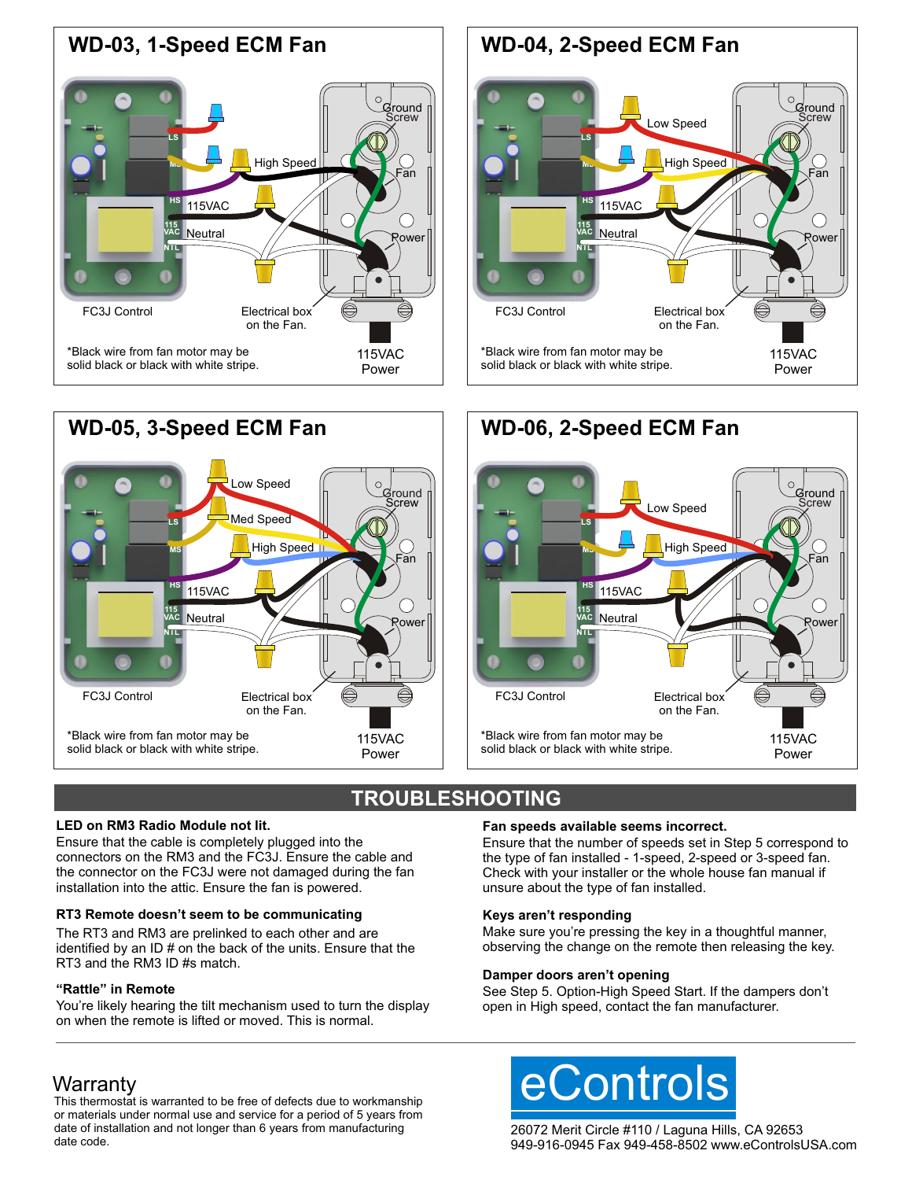## WD-03, 1-Speed ECM Fan

LS
MS
HS
115 VAC
NTL
High Speed
115VAC
Neutral
Ground Screw
Fan
Power
FC3J Control
Electrical box on the Fan.
115VAC Power

*Black wire from fan motor may be solid black or black with white stripe.

## WD-04, 2-Speed ECM Fan

LS
MS
HS
115 VAC
NTL
Low Speed
High Speed
115VAC
Neutral
Ground Screw
Fan
Power
FC3J Control
Electrical box on the Fan.
115VAC Power

*Black wire from fan motor may be solid black or black with white stripe.

## WD-05, 3-Speed ECM Fan

LS
MS
HS
115 VAC
NTL
Low Speed
Med Speed
High Speed
115VAC
Neutral
Ground Screw
Fan
Power
FC3J Control
Electrical box on the Fan.
115VAC Power

*Black wire from fan motor may be solid black or black with white stripe.

## WD-06, 2-Speed ECM Fan

LS
MS
HS
115 VAC
NTL
Low Speed
High Speed
115VAC
Neutral
Ground Screw
Fan
Power
FC3J Control
Electrical box on the Fan.
115VAC Power

*Black wire from fan motor may be solid black or black with white stripe.

## TROUBLESHOOTING

**LED on RM3 Radio Module not lit.**
Ensure that the cable is completely plugged into the connectors on the RM3 and the FC3J. Ensure the cable and the connector on the FC3J were not damaged during the fan installation into the attic. Ensure the fan is powered.

**RT3 Remote doesn't seem to be communicating**
The RT3 and RM3 are prelinked to each other and are identified by an ID # on the back of the units. Ensure that the RT3 and RM3 ID #s match.

**"Rattle" in Remote**
You're likely hearing the tilt mechanism used to turn the display on when the remote is lifted or moved. This is normal.

**Fan speeds available seems incorrect.**
Ensure that the number of speeds set in Step 5 correspond to the type of fan installed - 1-speed, 2-speed or 3-speed fan. Check with your installer or the whole house fan manual if unsure about the type of fan installed.

**Keys aren't responding**
Make sure you're pressing the key in a thoughtful manner, observing the change on the remote then releasing the key.

**Damper doors aren't opening**
See Step 5. Option-High Speed Start. If the dampers don't open in High speed, contact the fan manufacturer.

## Warranty

This thermostat is warranted to be free of defects due to workmanship or materials under normal use and service for a period of 5 years from date of installation and not longer than 6 years from manufacturing date code.

eControls

26072 Merit Circle #110 / Laguna Hills, CA 92653
949-916-0945 Fax 949-458-8502 www.eControlsUSA.com